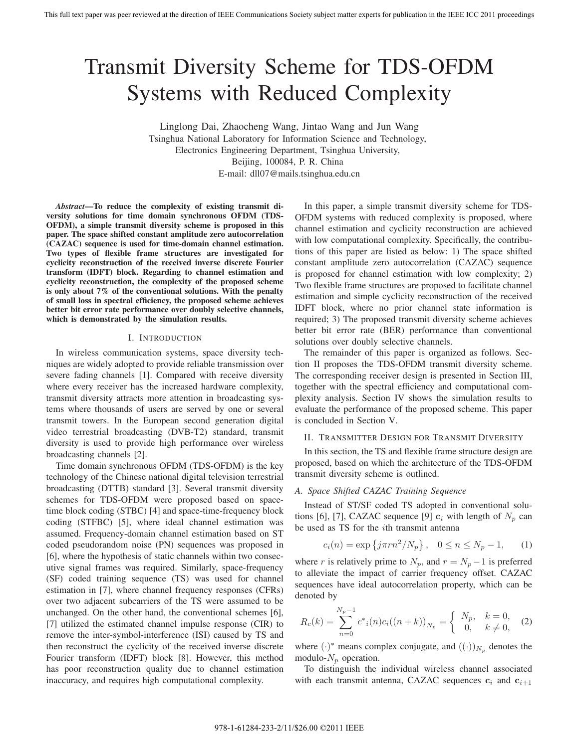# Transmit Diversity Scheme for TDS-OFDM Systems with Reduced Complexity

Linglong Dai, Zhaocheng Wang, Jintao Wang and Jun Wang
Tsinghua National Laboratory for Information Science and Technology,
Electronics Engineering Department, Tsinghua University,
Beijing, 100084, P. R. China
E-mail: dll07@mails.tsinghua.edu.cn

***Abstract*—To reduce the complexity of existing transmit diversity solutions for time domain synchronous OFDM (TDS-OFDM), a simple transmit diversity scheme is proposed in this paper. The space shifted constant amplitude zero autocorrelation (CAZAC) sequence is used for time-domain channel estimation. Two types of flexible frame structures are investigated for cyclicity reconstruction of the received inverse discrete Fourier transform (IDFT) block. Regarding to channel estimation and cyclicity reconstruction, the complexity of the proposed scheme is only about 7% of the conventional solutions. With the penalty of small loss in spectral efficiency, the proposed scheme achieves better bit error rate performance over doubly selective channels, which is demonstrated by the simulation results.**

## I. Introduction

In wireless communication systems, space diversity techniques are widely adopted to provide reliable transmission over severe fading channels [1]. Compared with receive diversity where every receiver has the increased hardware complexity, transmit diversity attracts more attention in broadcasting systems where thousands of users are served by one or several transmit towers. In the European second generation digital video terrestrial broadcasting (DVB-T2) standard, transmit diversity is used to provide high performance over wireless broadcasting channels [2].

Time domain synchronous OFDM (TDS-OFDM) is the key technology of the Chinese national digital television terrestrial broadcasting (DTTB) standard [3]. Several transmit diversity schemes for TDS-OFDM were proposed based on space-time block coding (STBC) [4] and space-time-frequency block coding (STFBC) [5], where ideal channel estimation was assumed. Frequency-domain channel estimation based on ST coded pseudorandom noise (PN) sequences was proposed in [6], where the hypothesis of static channels within two consecutive signal frames was required. Similarly, space-frequency (SF) coded training sequence (TS) was used for channel estimation in [7], where channel frequency responses (CFRs) over two adjacent subcarriers of the TS were assumed to be unchanged. On the other hand, the conventional schemes [6], [7] utilized the estimated channel impulse response (CIR) to remove the inter-symbol-interference (ISI) caused by TS and then reconstruct the cyclicity of the received inverse discrete Fourier transform (IDFT) block [8]. However, this method has poor reconstruction quality due to channel estimation inaccuracy, and requires high computational complexity.

In this paper, a simple transmit diversity scheme for TDS-OFDM systems with reduced complexity is proposed, where channel estimation and cyclicity reconstruction are achieved with low computational complexity. Specifically, the contributions of this paper are listed as below: 1) The space shifted constant amplitude zero autocorrelation (CAZAC) sequence is proposed for channel estimation with low complexity; 2) Two flexible frame structures are proposed to facilitate channel estimation and simple cyclicity reconstruction of the received IDFT block, where no prior channel state information is required; 3) The proposed transmit diversity scheme achieves better bit error rate (BER) performance than conventional solutions over doubly selective channels.

The remainder of this paper is organized as follows. Section II proposes the TDS-OFDM transmit diversity scheme. The corresponding receiver design is presented in Section III, together with the spectral efficiency and computational complexity analysis. Section IV shows the simulation results to evaluate the performance of the proposed scheme. This paper is concluded in Section V.

## II. Transmitter Design for Transmit Diversity

In this section, the TS and flexible frame structure design are proposed, based on which the architecture of the TDS-OFDM transmit diversity scheme is outlined.

### A. Space Shifted CAZAC Training Sequence

Instead of ST/SF coded TS adopted in conventional solutions [6], [7], CAZAC sequence [9] $\mathbf{c}_i$ with length of $N_p$ can be used as TS for the $i$th transmit antenna

$$c_i(n) = \exp\left\{j\pi r n^2/N_p\right\}, \quad 0 \le n \le N_p - 1, \qquad (1)$$

where $r$ is relatively prime to $N_p$, and $r = N_p - 1$ is preferred to alleviate the impact of carrier frequency offset. CAZAC sequences have ideal autocorrelation property, which can be denoted by

$$R_c(k) = \sum_{n=0}^{N_p-1} c^*{}_i(n) c_i((n+k))_{N_p} = \begin{cases} N_p, & k = 0, \\ 0, & k \ne 0, \end{cases} \qquad (2)$$

where $(\cdot)^*$ means complex conjugate, and $((\cdot))_{N_p}$ denotes the modulo-$N_p$ operation.

To distinguish the individual wireless channel associated with each transmit antenna, CAZAC sequences $\mathbf{c}_i$ and $\mathbf{c}_{i+1}$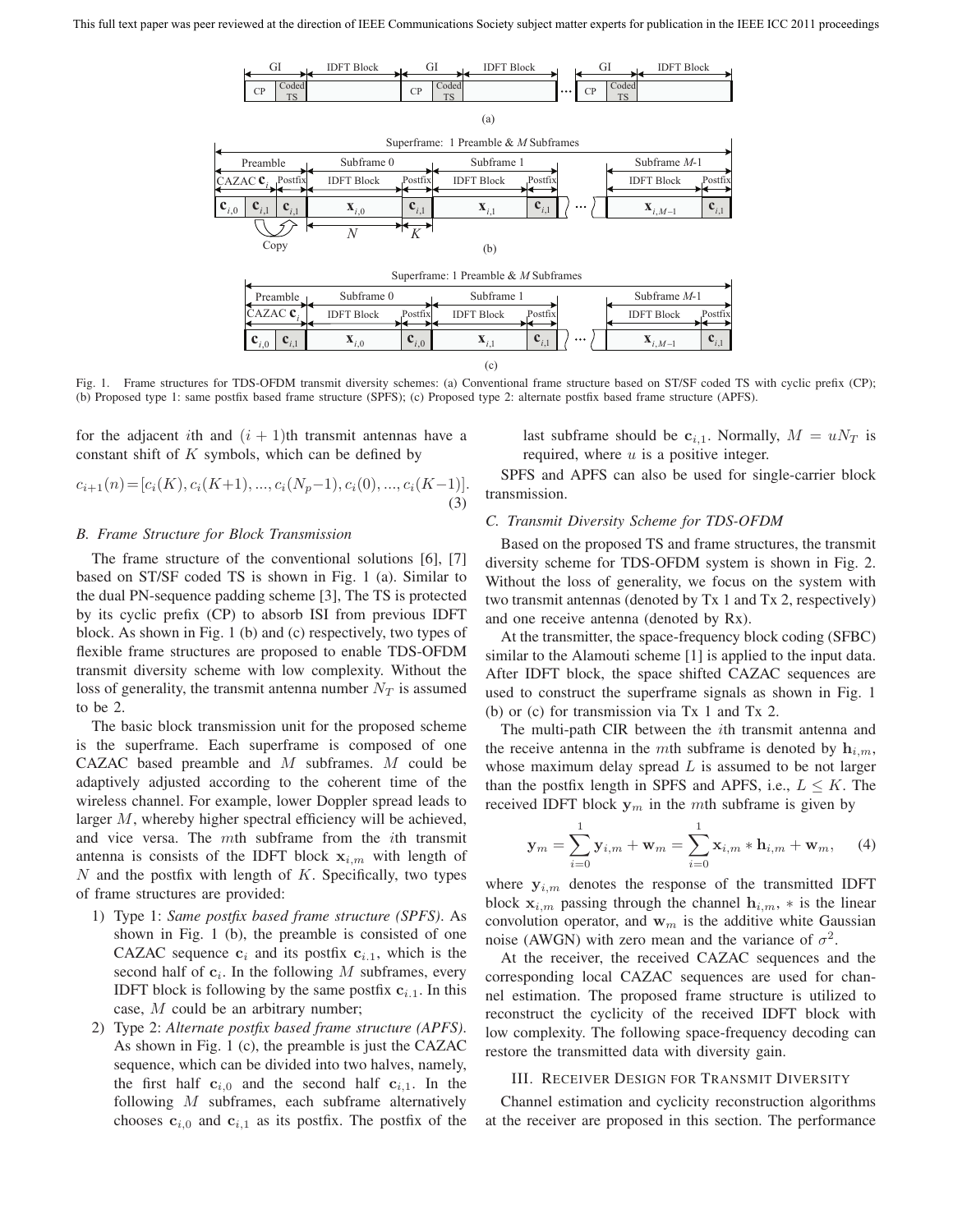GI IDFT Block GI IDFT Block GI IDFT Block

CP Coded TS CP Coded TS ... CP Coded TS

(a)

Superframe: 1 Preamble & $M$ Subframes

Preamble Subframe 0 Subframe 1 Subframe $M$-1

CAZAC $\mathbf{c}_i$ Postfix IDFT Block Postfix IDFT Block Postfix IDFT Block Postfix

$\mathbf{c}_{i,0}$ $\mathbf{c}_{i,1}$ $\mathbf{c}_{i,1}$ $\mathbf{x}_{i,0}$ $\mathbf{c}_{i,1}$ $\mathbf{x}_{i,1}$ $\mathbf{c}_{i,1}$ ... $\mathbf{x}_{i,M-1}$ $\mathbf{c}_{i,1}$

Copy $N$ $K$

(b)

Superframe: 1 Preamble & $M$ Subframes

Preamble Subframe 0 Subframe 1 Subframe $M$-1

CAZAC $\mathbf{c}_i$ IDFT Block Postfix IDFT Block Postfix IDFT Block Postfix

$\mathbf{c}_{i,0}$ $\mathbf{c}_{i,1}$ $\mathbf{x}_{i,0}$ $\mathbf{c}_{i,0}$ $\mathbf{x}_{i,1}$ $\mathbf{c}_{i,1}$ ... $\mathbf{x}_{i,M-1}$ $\mathbf{c}_{i,1}$

(c)

Fig. 1. Frame structures for TDS-OFDM transmit diversity schemes: (a) Conventional frame structure based on ST/SF coded TS with cyclic prefix (CP); (b) Proposed type 1: same postfix based frame structure (SPFS); (c) Proposed type 2: alternate postfix based frame structure (APFS).

for the adjacent $i$th and $(i+1)$th transmit antennas have a constant shift of $K$ symbols, which can be defined by

$$c_{i+1}(n) = [c_i(K), c_i(K+1), ..., c_i(N_p-1), c_i(0), ..., c_i(K-1)]. \quad (3)$$

### B. Frame Structure for Block Transmission

The frame structure of the conventional solutions [6], [7] based on ST/SF coded TS is shown in Fig. 1 (a). Similar to the dual PN-sequence padding scheme [3], The TS is protected by its cyclic prefix (CP) to absorb ISI from previous IDFT block. As shown in Fig. 1 (b) and (c) respectively, two types of flexible frame structures are proposed to enable TDS-OFDM transmit diversity scheme with low complexity. Without the loss of generality, the transmit antenna number $N_T$ is assumed to be 2.

The basic block transmission unit for the proposed scheme is the superframe. Each superframe is composed of one CAZAC based preamble and $M$ subframes. $M$ could be adaptively adjusted according to the coherent time of the wireless channel. For example, lower Doppler spread leads to larger $M$, whereby higher spectral efficiency will be achieved, and vice versa. The $m$th subframe from the $i$th transmit antenna is consists of the IDFT block $\mathbf{x}_{i,m}$ with length of $N$ and the postfix with length of $K$. Specifically, two types of frame structures are provided:

1) Type 1: *Same postfix based frame structure (SPFS)*. As shown in Fig. 1 (b), the preamble is consisted of one CAZAC sequence $\mathbf{c}_i$ and its postfix $\mathbf{c}_{i,1}$, which is the second half of $\mathbf{c}_i$. In the following $M$ subframes, every IDFT block is following by the same postfix $\mathbf{c}_{i,1}$. In this case, $M$ could be an arbitrary number;
2) Type 2: *Alternate postfix based frame structure (APFS)*. As shown in Fig. 1 (c), the preamble is just the CAZAC sequence, which can be divided into two halves, namely, the first half $\mathbf{c}_{i,0}$ and the second half $\mathbf{c}_{i,1}$. In the following $M$ subframes, each subframe alternatively chooses $\mathbf{c}_{i,0}$ and $\mathbf{c}_{i,1}$ as its postfix. The postfix of the last subframe should be $\mathbf{c}_{i,1}$. Normally, $M = uN_T$ is required, where $u$ is a positive integer.

SPFS and APFS can also be used for single-carrier block transmission.

### C. Transmit Diversity Scheme for TDS-OFDM

Based on the proposed TS and frame structures, the transmit diversity scheme for TDS-OFDM system is shown in Fig. 2. Without the loss of generality, we focus on the system with two transmit antennas (denoted by Tx 1 and Tx 2, respectively) and one receive antenna (denoted by Rx).

At the transmitter, the space-frequency block coding (SFBC) similar to the Alamouti scheme [1] is applied to the input data. After IDFT block, the space shifted CAZAC sequences are used to construct the superframe signals as shown in Fig. 1 (b) or (c) for transmission via Tx 1 and Tx 2.

The multi-path CIR between the $i$th transmit antenna and the receive antenna in the $m$th subframe is denoted by $\mathbf{h}_{i,m}$, whose maximum delay spread $L$ is assumed to be not larger than the postfix length in SPFS and APFS, i.e., $L \leq K$. The received IDFT block $\mathbf{y}_m$ in the $m$th subframe is given by

$$\mathbf{y}_m = \sum_{i=0}^{1} \mathbf{y}_{i,m} + \mathbf{w}_m = \sum_{i=0}^{1} \mathbf{x}_{i,m} * \mathbf{h}_{i,m} + \mathbf{w}_m, \quad (4)$$

where $\mathbf{y}_{i,m}$ denotes the response of the transmitted IDFT block $\mathbf{x}_{i,m}$ passing through the channel $\mathbf{h}_{i,m}$, $*$ is the linear convolution operator, and $\mathbf{w}_m$ is the additive white Gaussian noise (AWGN) with zero mean and the variance of $\sigma^2$.

At the receiver, the received CAZAC sequences and the corresponding local CAZAC sequences are used for channel estimation. The proposed frame structure is utilized to reconstruct the cyclicity of the received IDFT block with low complexity. The following space-frequency decoding can restore the transmitted data with diversity gain.

## III. Receiver Design for Transmit Diversity

Channel estimation and cyclicity reconstruction algorithms at the receiver are proposed in this section. The performance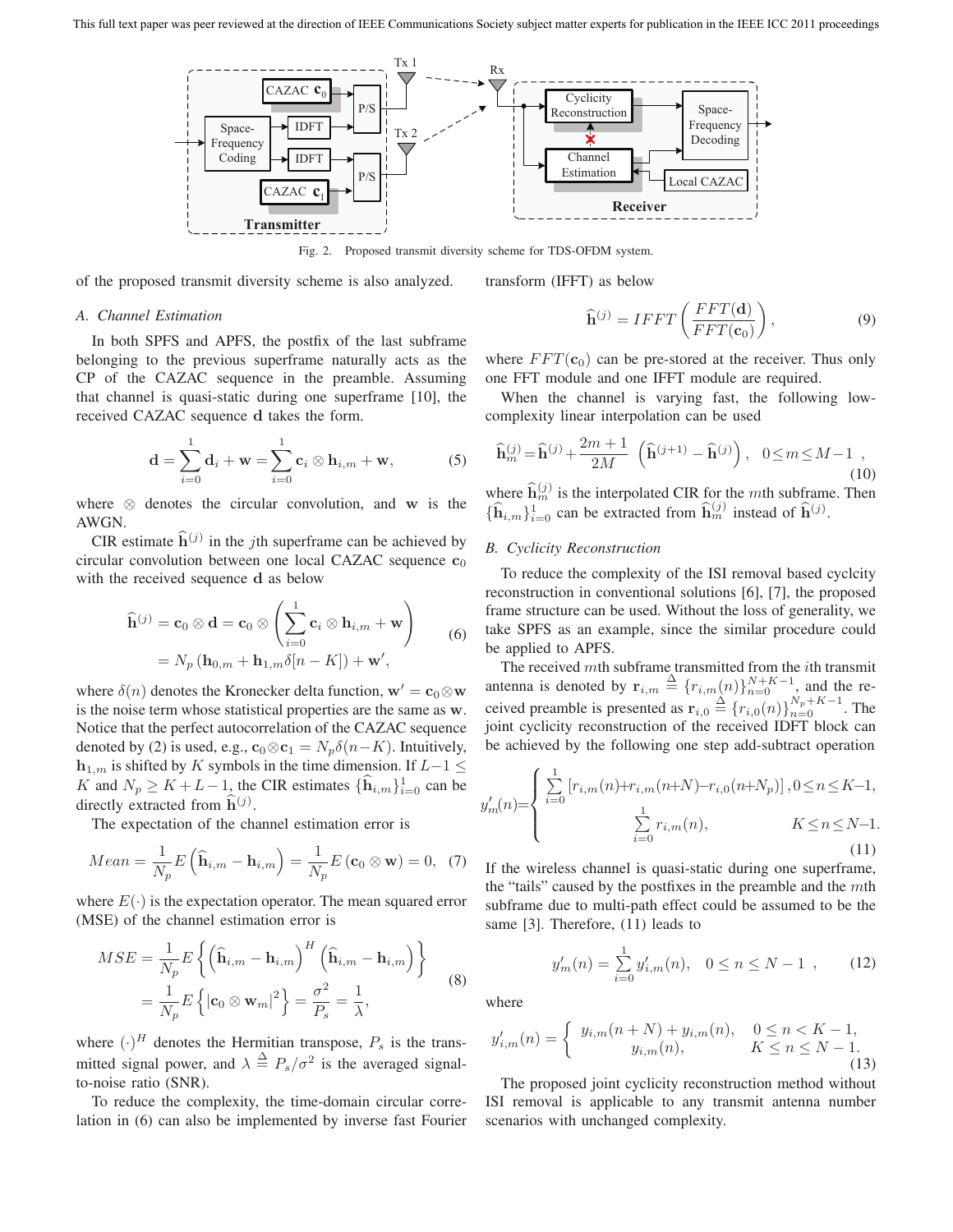Transmitter

CAZAC $\mathbf{c}_0$

Space-Frequency Coding

IDFT

IDFT

P/S

P/S

CAZAC $\mathbf{c}_1$

Tx 1

Tx 2

Rx

Cyclicity Reconstruction

Channel Estimation

Space-Frequency Decoding

Local CAZAC

Receiver

Fig. 2. Proposed transmit diversity scheme for TDS-OFDM system.

of the proposed transmit diversity scheme is also analyzed.

### A. Channel Estimation

In both SPFS and APFS, the postfix of the last subframe belonging to the previous superframe naturally acts as the CP of the CAZAC sequence in the preamble. Assuming that channel is quasi-static during one superframe [10], the received CAZAC sequence $\mathbf{d}$ takes the form.

$$\mathbf{d} = \sum_{i=0}^{1} \mathbf{d}_i + \mathbf{w} = \sum_{i=0}^{1} \mathbf{c}_i \otimes \mathbf{h}_{i,m} + \mathbf{w}, \tag{5}$$

where $\otimes$ denotes the circular convolution, and $\mathbf{w}$ is the AWGN.

CIR estimate $\widehat{\mathbf{h}}^{(j)}$ in the $j$th superframe can be achieved by circular convolution between one local CAZAC sequence $\mathbf{c}_0$ with the received sequence $\mathbf{d}$ as below

$$\begin{aligned} \widehat{\mathbf{h}}^{(j)} &= \mathbf{c}_0 \otimes \mathbf{d} = \mathbf{c}_0 \otimes \left( \sum_{i=0}^{1} \mathbf{c}_i \otimes \mathbf{h}_{i,m} + \mathbf{w} \right) \\ &= N_p \left( \mathbf{h}_{0,m} + \mathbf{h}_{1,m} \delta[n-K] \right) + \mathbf{w}', \end{aligned} \tag{6}$$

where $\delta(n)$ denotes the Kronecker delta function, $\mathbf{w}' = \mathbf{c}_0 \otimes \mathbf{w}$ is the noise term whose statistical properties are the same as $\mathbf{w}$. Notice that the perfect autocorrelation of the CAZAC sequence denoted by (2) is used, e.g., $\mathbf{c}_0 \otimes \mathbf{c}_1 = N_p \delta(n-K)$. Intuitively, $\mathbf{h}_{1,m}$ is shifted by $K$ symbols in the time dimension. If $L-1 \leq K$ and $N_p \geq K+L-1$, the CIR estimates $\{\widehat{\mathbf{h}}_{i,m}\}_{i=0}^{1}$ can be directly extracted from $\widehat{\mathbf{h}}^{(j)}$.

The expectation of the channel estimation error is

$$Mean = \frac{1}{N_p} E\left( \widehat{\mathbf{h}}_{i,m} - \mathbf{h}_{i,m} \right) = \frac{1}{N_p} E\left( \mathbf{c}_0 \otimes \mathbf{w} \right) = 0, \tag{7}$$

where $E(\cdot)$ is the expectation operator. The mean squared error (MSE) of the channel estimation error is

$$\begin{aligned} MSE &= \frac{1}{N_p} E\left\{ \left( \widehat{\mathbf{h}}_{i,m} - \mathbf{h}_{i,m} \right)^H \left( \widehat{\mathbf{h}}_{i,m} - \mathbf{h}_{i,m} \right) \right\} \\ &= \frac{1}{N_p} E\left\{ \left| \mathbf{c}_0 \otimes \mathbf{w}_m \right|^2 \right\} = \frac{\sigma^2}{P_s} = \frac{1}{\lambda}, \end{aligned} \tag{8}$$

where $(\cdot)^H$ denotes the Hermitian transpose, $P_s$ is the transmitted signal power, and $\lambda \triangleq P_s/\sigma^2$ is the averaged signal-to-noise ratio (SNR).

To reduce the complexity, the time-domain circular correlation in (6) can also be implemented by inverse fast Fourier transform (IFFT) as below

$$\widehat{\mathbf{h}}^{(j)} = IFFT\left( \frac{FFT(\mathbf{d})}{FFT(\mathbf{c}_0)} \right), \tag{9}$$

where $FFT(\mathbf{c}_0)$ can be pre-stored at the receiver. Thus only one FFT module and one IFFT module are required.

When the channel is varying fast, the following low-complexity linear interpolation can be used

$$\widehat{\mathbf{h}}_m^{(j)} = \widehat{\mathbf{h}}^{(j)} + \frac{2m+1}{2M} \left( \widehat{\mathbf{h}}^{(j+1)} - \widehat{\mathbf{h}}^{(j)} \right), \quad 0 \leq m \leq M-1 \ , \tag{10}$$

where $\widehat{\mathbf{h}}_m^{(j)}$ is the interpolated CIR for the $m$th subframe. Then $\{\widehat{\mathbf{h}}_{i,m}\}_{i=0}^{1}$ can be extracted from $\widehat{\mathbf{h}}_m^{(j)}$ instead of $\widehat{\mathbf{h}}^{(j)}$.

### B. Cyclicity Reconstruction

To reduce the complexity of the ISI removal based cyclcity reconstruction in conventional solutions [6], [7], the proposed frame structure can be used. Without the loss of generality, we take SPFS as an example, since the similar procedure could be applied to APFS.

The received $m$th subframe transmitted from the $i$th transmit antenna is denoted by $\mathbf{r}_{i,m} \triangleq \{r_{i,m}(n)\}_{n=0}^{N+K-1}$, and the received preamble is presented as $\mathbf{r}_{i,0} \triangleq \{r_{i,0}(n)\}_{n=0}^{N_p+K-1}$. The joint cyclicity reconstruction of the received IDFT block can be achieved by the following one step add-subtract operation

$$y'_m(n) = \begin{cases} \sum\limits_{i=0}^{1} \left[ r_{i,m}(n) + r_{i,m}(n+N) - r_{i,0}(n+N_p) \right], & 0 \leq n \leq K-1, \\ \sum\limits_{i=0}^{1} r_{i,m}(n), & K \leq n \leq N-1. \end{cases} \tag{11}$$

If the wireless channel is quasi-static during one superframe, the "tails" caused by the postfixes in the preamble and the $m$th subframe due to multi-path effect could be assumed to be the same [3]. Therefore, (11) leads to

$$y'_m(n) = \sum_{i=0}^{1} y'_{i,m}(n), \quad 0 \leq n \leq N-1 \ , \tag{12}$$

where

$$y'_{i,m}(n) = \begin{cases} y_{i,m}(n+N) + y_{i,m}(n), & 0 \leq n < K-1, \\ y_{i,m}(n), & K \leq n \leq N-1. \end{cases} \tag{13}$$

The proposed joint cyclicity reconstruction method without ISI removal is applicable to any transmit antenna number scenarios with unchanged complexity.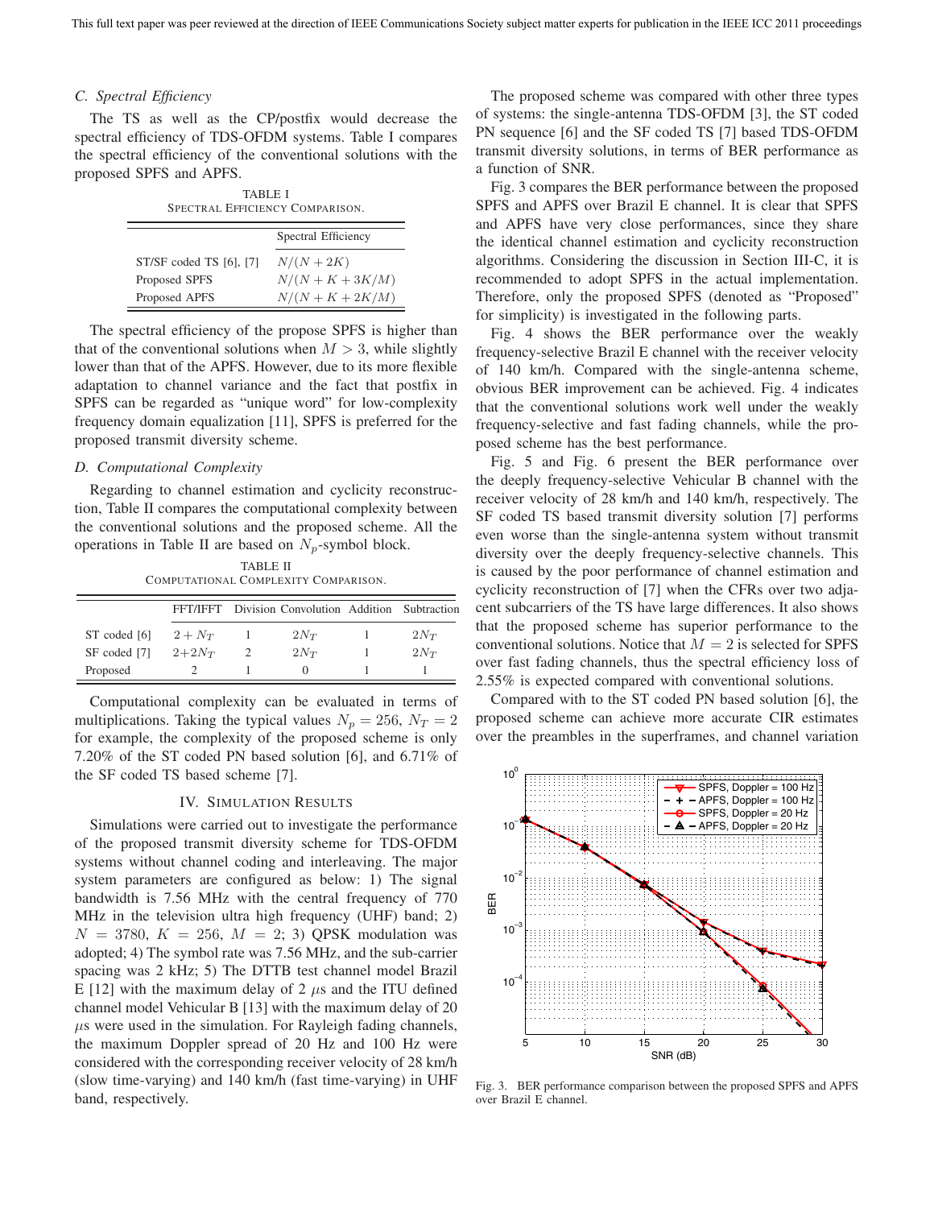### C. Spectral Efficiency

The TS as well as the CP/postfix would decrease the spectral efficiency of TDS-OFDM systems. Table I compares the spectral efficiency of the conventional solutions with the proposed SPFS and APFS.

TABLE I
SPECTRAL EFFICIENCY COMPARISON.

| | Spectral Efficiency |
|---|---|
| ST/SF coded TS [6], [7] | $N/(N+2K)$ |
| Proposed SPFS | $N/(N+K+3K/M)$ |
| Proposed APFS | $N/(N+K+2K/M)$ |

The spectral efficiency of the propose SPFS is higher than that of the conventional solutions when $M>3$, while slightly lower than that of the APFS. However, due to its more flexible adaptation to channel variance and the fact that postfix in SPFS can be regarded as "unique word" for low-complexity frequency domain equalization [11], SPFS is preferred for the proposed transmit diversity scheme.

### D. Computational Complexity

Regarding to channel estimation and cyclicity reconstruction, Table II compares the computational complexity between the conventional solutions and the proposed scheme. All the operations in Table II are based on $N_p$-symbol block.

TABLE II
COMPUTATIONAL COMPLEXITY COMPARISON.

| | FFT/IFFT | Division | Convolution | Addition | Subtraction |
|---|---|---|---|---|---|
| ST coded [6] | $2+N_T$ | 1 | $2N_T$ | 1 | $2N_T$ |
| SF coded [7] | $2+2N_T$ | 2 | $2N_T$ | 1 | $2N_T$ |
| Proposed | 2 | 1 | 0 | 1 | 1 |

Computational complexity can be evaluated in terms of multiplications. Taking the typical values $N_p = 256$, $N_T = 2$ for example, the complexity of the proposed scheme is only 7.20% of the ST coded PN based solution [6], and 6.71% of the SF coded TS based scheme [7].

## IV. SIMULATION RESULTS

Simulations were carried out to investigate the performance of the proposed transmit diversity scheme for TDS-OFDM systems without channel coding and interleaving. The major system parameters are configured as below: 1) The signal bandwidth is 7.56 MHz with the central frequency of 770 MHz in the television ultra high frequency (UHF) band; 2) $N = 3780$, $K = 256$, $M = 2$; 3) QPSK modulation was adopted; 4) The symbol rate was 7.56 MHz, and the sub-carrier spacing was 2 kHz; 5) The DTTB test channel model Brazil E [12] with the maximum delay of 2 $\mu$s and the ITU defined channel model Vehicular B [13] with the maximum delay of 20 $\mu$s were used in the simulation. For Rayleigh fading channels, the maximum Doppler spread of 20 Hz and 100 Hz were considered with the corresponding receiver velocity of 28 km/h (slow time-varying) and 140 km/h (fast time-varying) in UHF band, respectively.

The proposed scheme was compared with other three types of systems: the single-antenna TDS-OFDM [3], the ST coded PN sequence [6] and the SF coded TS [7] based TDS-OFDM transmit diversity solutions, in terms of BER performance as a function of SNR.

Fig. 3 compares the BER performance between the proposed SPFS and APFS over Brazil E channel. It is clear that SPFS and APFS have very close performances, since they share the identical channel estimation and cyclicity reconstruction algorithms. Considering the discussion in Section III-C, it is recommended to adopt SPFS in the actual implementation. Therefore, only the proposed SPFS (denoted as "Proposed" for simplicity) is investigated in the following parts.

Fig. 4 shows the BER performance over the weakly frequency-selective Brazil E channel with the receiver velocity of 140 km/h. Compared with the single-antenna scheme, obvious BER improvement can be achieved. Fig. 4 indicates that the conventional solutions work well under the weakly frequency-selective and fast fading channels, while the proposed scheme has the best performance.

Fig. 5 and Fig. 6 present the BER performance over the deeply frequency-selective Vehicular B channel with the receiver velocity of 28 km/h and 140 km/h, respectively. The SF coded TS based transmit diversity solution [7] performs even worse than the single-antenna system without transmit diversity over the deeply frequency-selective channels. This is caused by the poor performance of channel estimation and cyclicity reconstruction of [7] when the CFRs over two adjacent subcarriers of the TS have large differences. It also shows that the proposed scheme has superior performance to the conventional solutions. Notice that $M = 2$ is selected for SPFS over fast fading channels, thus the spectral efficiency loss of 2.55% is expected compared with conventional solutions.

Compared with the ST coded PN based solution [6], the proposed scheme can achieve more accurate CIR estimates over the preambles in the superframes, and channel variation

SPFS, Doppler = 100 Hz
APFS, Doppler = 100 Hz
SPFS, Doppler = 20 Hz
APFS, Doppler = 20 Hz
BER
SNR (dB)
$10^0$ $10^{-1}$ $10^{-2}$ $10^{-3}$ $10^{-4}$
5 10 15 20 25 30

Fig. 3. BER performance comparison between the proposed SPFS and APFS over Brazil E channel.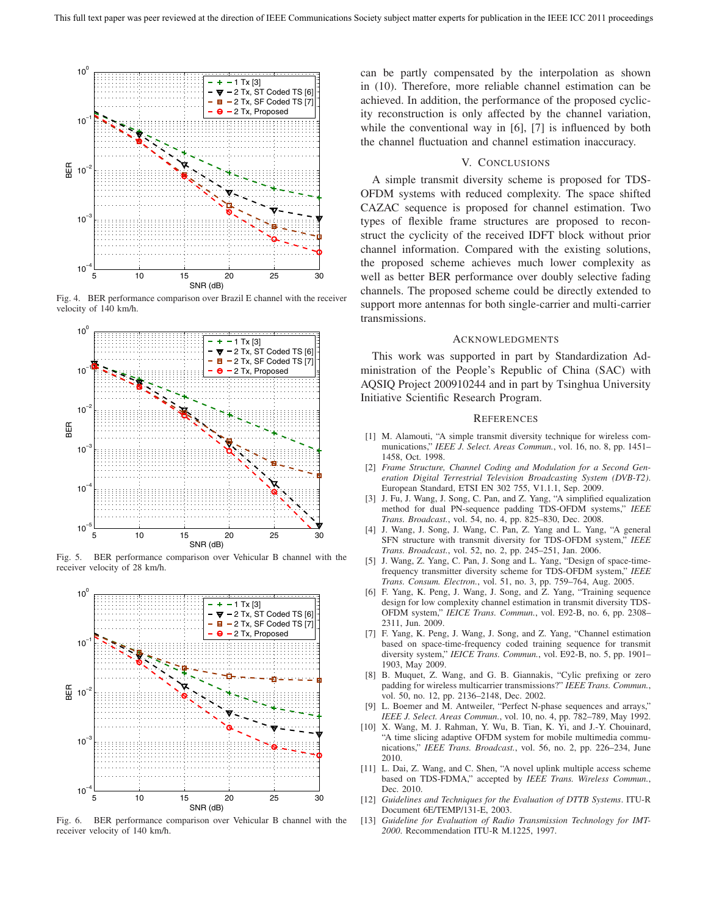1 Tx [3]
2 Tx, ST Coded TS [6]
2 Tx, SF Coded TS [7]
2 Tx, Proposed

BER

SNR (dB)

Fig. 4. BER performance comparison over Brazil E channel with the receiver velocity of 140 km/h.

1 Tx [3]
2 Tx, ST Coded TS [6]
2 Tx, SF Coded TS [7]
2 Tx, Proposed

BER

SNR (dB)

Fig. 5. BER performance comparison over Vehicular B channel with the receiver velocity of 28 km/h.

1 Tx [3]
2 Tx, ST Coded TS [6]
2 Tx, SF Coded TS [7]
2 Tx, Proposed

BER

SNR (dB)

Fig. 6. BER performance comparison over Vehicular B channel with the receiver velocity of 140 km/h.

can be partly compensated by the interpolation as shown in (10). Therefore, more reliable channel estimation can be achieved. In addition, the performance of the proposed cyclicity reconstruction is only affected by the channel variation, while the conventional way in [6], [7] is influenced by both the channel fluctuation and channel estimation inaccuracy.

## V. Conclusions

A simple transmit diversity scheme is proposed for TDS-OFDM systems with reduced complexity. The space shifted CAZAC sequence is proposed for channel estimation. Two types of flexible frame structures are proposed to reconstruct the cyclicity of the received IDFT block without prior channel information. Compared with the existing solutions, the proposed scheme achieves much lower complexity as well as better BER performance over doubly selective fading channels. The proposed scheme could be directly extended to support more antennas for both single-carrier and multi-carrier transmissions.

## Acknowledgments

This work was supported in part by Standardization Administration of the People's Republic of China (SAC) with AQSIQ Project 200910244 and in part by Tsinghua University Initiative Scientific Research Program.

## References

[1] M. Alamouti, "A simple transmit diversity technique for wireless communications," *IEEE J. Select. Areas Commun.*, vol. 16, no. 8, pp. 1451–1458, Oct. 1998.

[2] *Frame Structure, Channel Coding and Modulation for a Second Generation Digital Terrestrial Television Broadcasting System (DVB-T2)*. European Standard, ETSI EN 302 755, V1.1.1, Sep. 2009.

[3] J. Fu, J. Wang, J. Song, C. Pan, and Z. Yang, "A simplified equalization method for dual PN-sequence padding TDS-OFDM systems," *IEEE Trans. Broadcast.*, vol. 54, no. 4, pp. 825–830, Dec. 2008.

[4] J. Wang, J. Song, J. Wang, C. Pan, Z. Yang and L. Yang, "A general SFN structure with transmit diversity for TDS-OFDM system," *IEEE Trans. Broadcast.*, vol. 52, no. 2, pp. 245–251, Jan. 2006.

[5] J. Wang, Z. Yang, C. Pan, J. Song and L. Yang, "Design of space-time-frequency transmitter diversity scheme for TDS-OFDM system," *IEEE Trans. Consum. Electron.*, vol. 51, no. 3, pp. 759–764, Aug. 2005.

[6] F. Yang, K. Peng, J. Wang, J. Song, and Z. Yang, "Training sequence design for low complexity channel estimation in transmit diversity TDS-OFDM system," *IEICE Trans. Commun.*, vol. E92-B, no. 6, pp. 2308–2311, Jun. 2009.

[7] F. Yang, K. Peng, J. Wang, J. Song, and Z. Yang, "Channel estimation based on space-time-frequency coded training sequence for transmit diversity system," *IEICE Trans. Commun.*, vol. E92-B, no. 5, pp. 1901–1903, May 2009.

[8] B. Muquet, Z. Wang, and G. B. Giannakis, "Cylic prefixing or zero padding for wireless multicarrier transmissions?" *IEEE Trans. Commun.*, vol. 50, no. 12, pp. 2136–2148, Dec. 2002.

[9] L. Boemer and M. Antweiler, "Perfect N-phase sequences and arrays," *IEEE J. Select. Areas Commun.*, vol. 10, no. 4, pp. 782–789, May 1992.

[10] X. Wang, M. J. Rahman, Y. Wu, B. Tian, K. Yi, and J.-Y. Chouinard, "A time slicing adaptive OFDM system for mobile multimedia communications," *IEEE Trans. Broadcast.*, vol. 56, no. 2, pp. 226–234, June 2010.

[11] L. Dai, Z. Wang, and C. Shen, "A novel uplink multiple access scheme based on TDS-FDMA," accepted by *IEEE Trans. Wireless Commun.*, Dec. 2010.

[12] *Guidelines and Techniques for the Evaluation of DTTB Systems*. ITU-R Document 6E/TEMP/131-E, 2003.

[13] *Guideline for Evaluation of Radio Transmission Technology for IMT-2000*. Recommendation ITU-R M.1225, 1997.